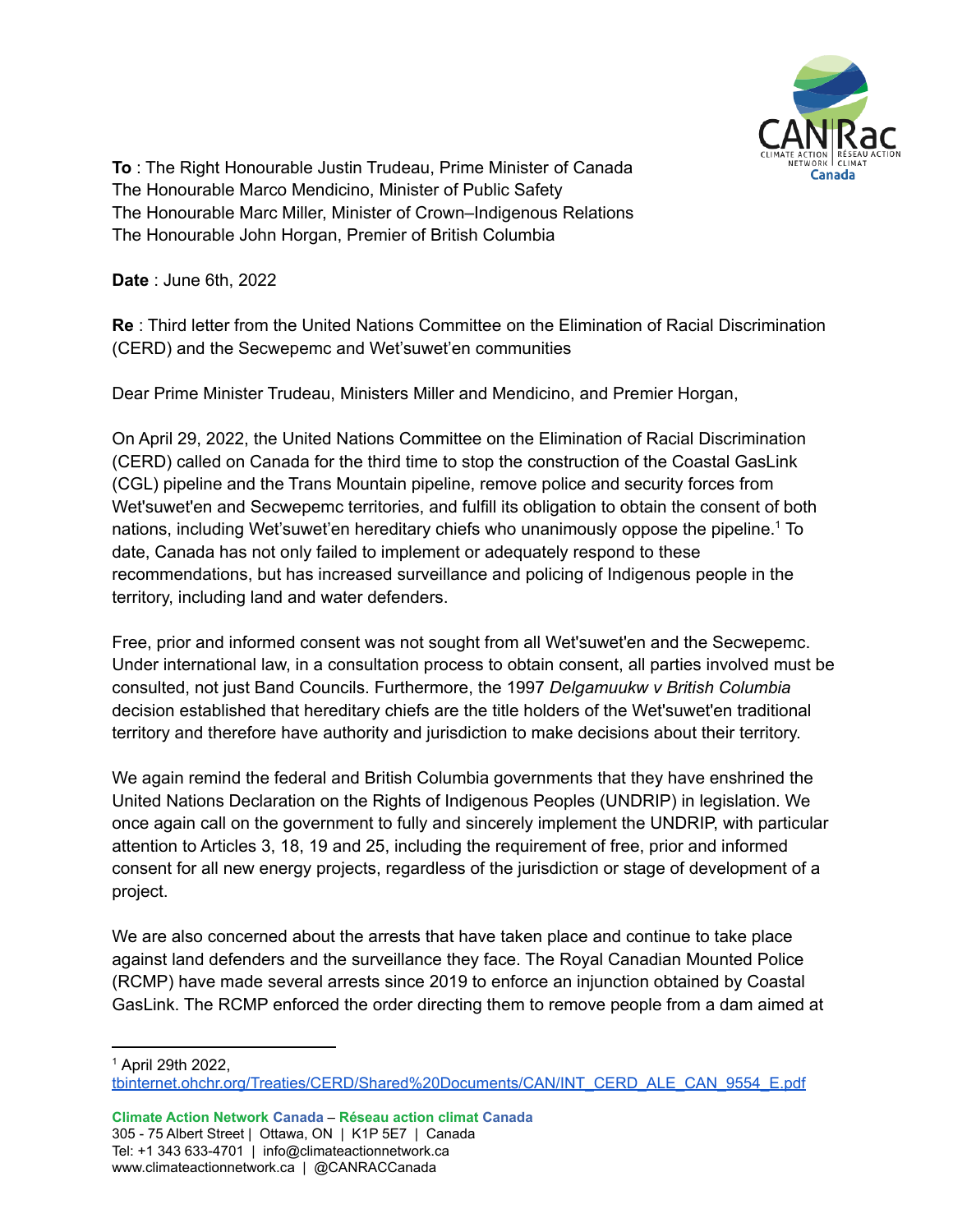**To** : The Right Honourable Justin Trudeau, Prime Minister of Canada
The Honourable Marco Mendicino, Minister of Public Safety
The Honourable Marc Miller, Minister of Crown–Indigenous Relations
The Honourable John Horgan, Premier of British Columbia

**Date** : June 6th, 2022

**Re** : Third letter from the United Nations Committee on the Elimination of Racial Discrimination (CERD) and the Secwepemc and Wet'suwet'en communities

Dear Prime Minister Trudeau, Ministers Miller and Mendicino, and Premier Horgan,

On April 29, 2022, the United Nations Committee on the Elimination of Racial Discrimination (CERD) called on Canada for the third time to stop the construction of the Coastal GasLink (CGL) pipeline and the Trans Mountain pipeline, remove police and security forces from Wet'suwet'en and Secwepemc territories, and fulfill its obligation to obtain the consent of both nations, including Wet'suwet'en hereditary chiefs who unanimously oppose the pipeline.[1] To date, Canada has not only failed to implement or adequately respond to these recommendations, but has increased surveillance and policing of Indigenous people in the territory, including land and water defenders.

Free, prior and informed consent was not sought from all Wet'suwet'en and the Secwepemc. Under international law, in a consultation process to obtain consent, all parties involved must be consulted, not just Band Councils. Furthermore, the 1997 *Delgamuukw v British Columbia* decision established that hereditary chiefs are the title holders of the Wet'suwet'en traditional territory and therefore have authority and jurisdiction to make decisions about their territory.

We again remind the federal and British Columbia governments that they have enshrined the United Nations Declaration on the Rights of Indigenous Peoples (UNDRIP) in legislation. We once again call on the government to fully and sincerely implement the UNDRIP, with particular attention to Articles 3, 18, 19 and 25, including the requirement of free, prior and informed consent for all new energy projects, regardless of the jurisdiction or stage of development of a project.

We are also concerned about the arrests that have taken place and continue to take place against land defenders and the surveillance they face. The Royal Canadian Mounted Police (RCMP) have made several arrests since 2019 to enforce an injunction obtained by Coastal GasLink. The RCMP enforced the order directing them to remove people from a dam aimed at

[1] April 29th 2022, tbinternet.ohchr.org/Treaties/CERD/Shared%20Documents/CAN/INT_CERD_ALE_CAN_9554_E.pdf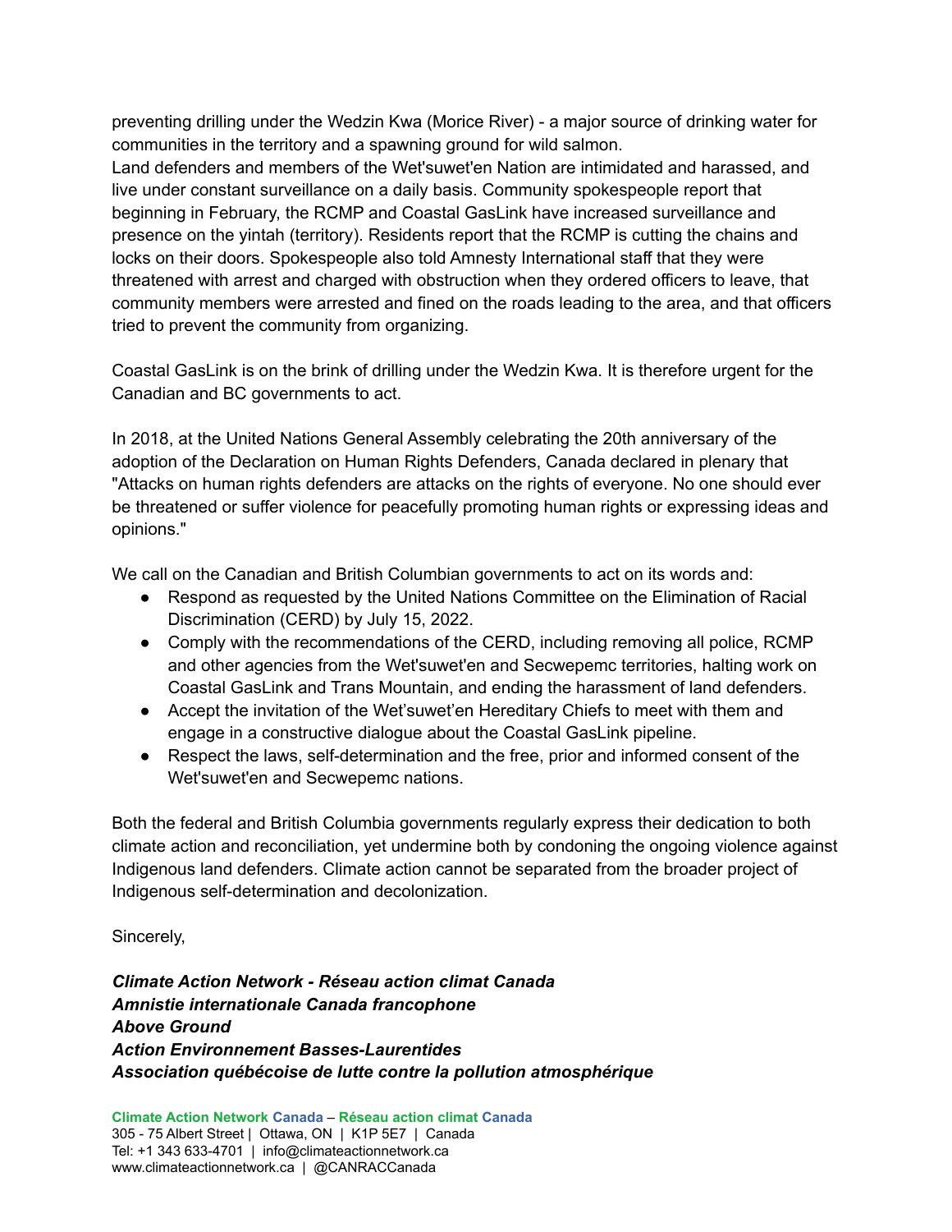preventing drilling under the Wedzin Kwa (Morice River) - a major source of drinking water for communities in the territory and a spawning ground for wild salmon.
Land defenders and members of the Wet'suwet'en Nation are intimidated and harassed, and live under constant surveillance on a daily basis. Community spokespeople report that beginning in February, the RCMP and Coastal GasLink have increased surveillance and presence on the yintah (territory). Residents report that the RCMP is cutting the chains and locks on their doors. Spokespeople also told Amnesty International staff that they were threatened with arrest and charged with obstruction when they ordered officers to leave, that community members were arrested and fined on the roads leading to the area, and that officers tried to prevent the community from organizing.

Coastal GasLink is on the brink of drilling under the Wedzin Kwa. It is therefore urgent for the Canadian and BC governments to act.

In 2018, at the United Nations General Assembly celebrating the 20th anniversary of the adoption of the Declaration on Human Rights Defenders, Canada declared in plenary that "Attacks on human rights defenders are attacks on the rights of everyone. No one should ever be threatened or suffer violence for peacefully promoting human rights or expressing ideas and opinions."

We call on the Canadian and British Columbian governments to act on its words and:

- Respond as requested by the United Nations Committee on the Elimination of Racial Discrimination (CERD) by July 15, 2022.
- Comply with the recommendations of the CERD, including removing all police, RCMP and other agencies from the Wet'suwet'en and Secwepemc territories, halting work on Coastal GasLink and Trans Mountain, and ending the harassment of land defenders.
- Accept the invitation of the Wet'suwet'en Hereditary Chiefs to meet with them and engage in a constructive dialogue about the Coastal GasLink pipeline.
- Respect the laws, self-determination and the free, prior and informed consent of the Wet'suwet'en and Secwepemc nations.

Both the federal and British Columbia governments regularly express their dedication to both climate action and reconciliation, yet undermine both by condoning the ongoing violence against Indigenous land defenders. Climate action cannot be separated from the broader project of Indigenous self-determination and decolonization.

Sincerely,

***Climate Action Network - Réseau action climat Canada***
***Amnistie internationale Canada francophone***
***Above Ground***
***Action Environnement Basses-Laurentides***
***Association québécoise de lutte contre la pollution atmosphérique***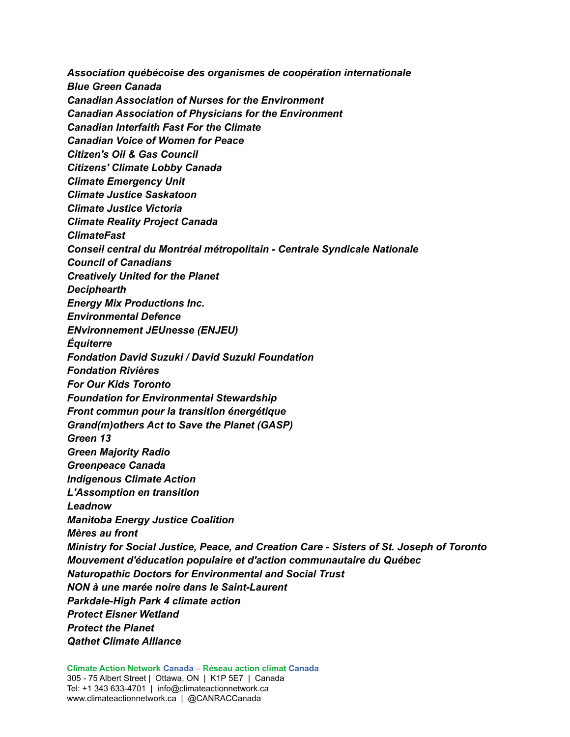***Association québécoise des organismes de coopération internationale***
***Blue Green Canada***
***Canadian Association of Nurses for the Environment***
***Canadian Association of Physicians for the Environment***
***Canadian Interfaith Fast For the Climate***
***Canadian Voice of Women for Peace***
***Citizen's Oil & Gas Council***
***Citizens' Climate Lobby Canada***
***Climate Emergency Unit***
***Climate Justice Saskatoon***
***Climate Justice Victoria***
***Climate Reality Project Canada***
***ClimateFast***
***Conseil central du Montréal métropolitain - Centrale Syndicale Nationale***
***Council of Canadians***
***Creatively United for the Planet***
***Deciphearth***
***Energy Mix Productions Inc.***
***Environmental Defence***
***ENvironnement JEUnesse (ENJEU)***
***Équiterre***
***Fondation David Suzuki / David Suzuki Foundation***
***Fondation Rivières***
***For Our Kids Toronto***
***Foundation for Environmental Stewardship***
***Front commun pour la transition énergétique***
***Grand(m)others Act to Save the Planet (GASP)***
***Green 13***
***Green Majority Radio***
***Greenpeace Canada***
***Indigenous Climate Action***
***L'Assomption en transition***
***Leadnow***
***Manitoba Energy Justice Coalition***
***Mères au front***
***Ministry for Social Justice, Peace, and Creation Care - Sisters of St. Joseph of Toronto***
***Mouvement d'éducation populaire et d'action communautaire du Québec***
***Naturopathic Doctors for Environmental and Social Trust***
***NON à une marée noire dans le Saint-Laurent***
***Parkdale-High Park 4 climate action***
***Protect Eisner Wetland***
***Protect the Planet***
***Qathet Climate Alliance***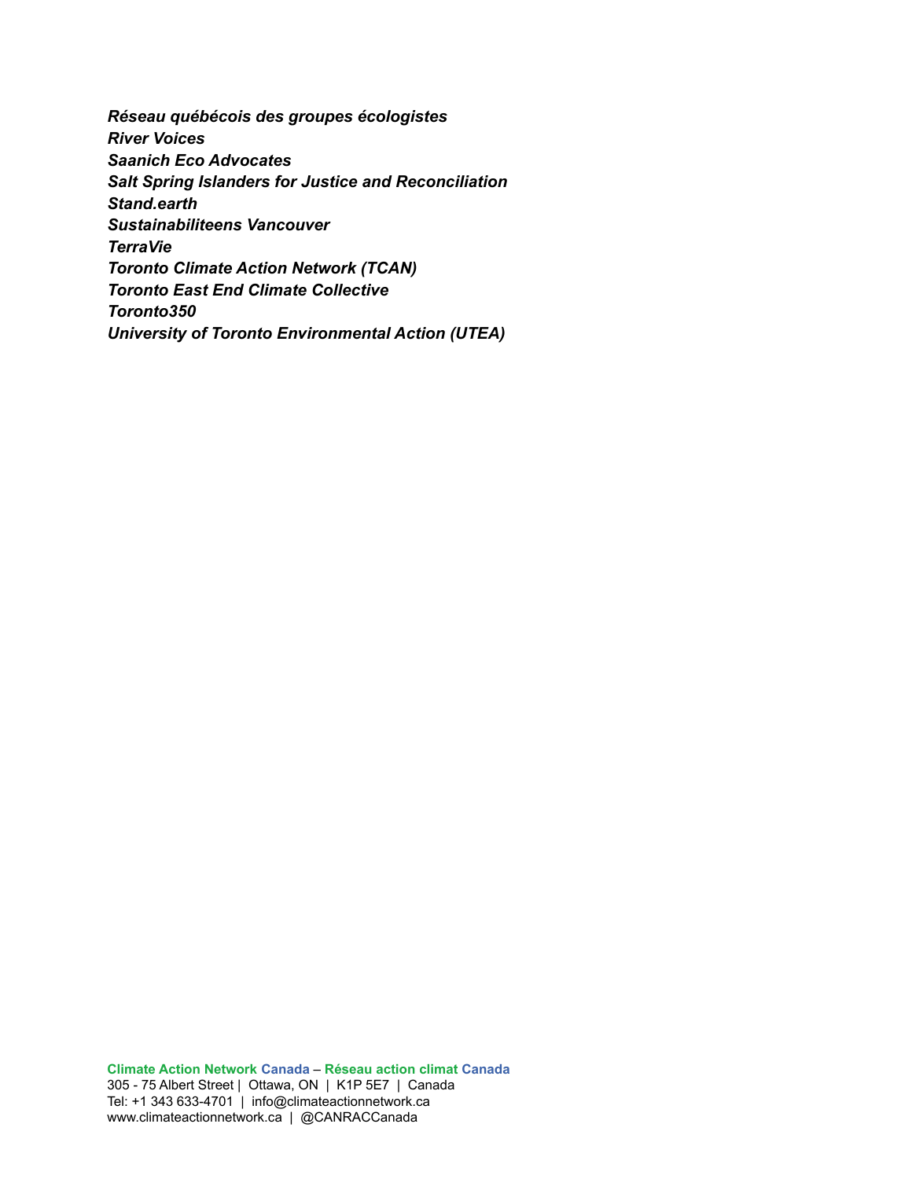*Réseau québécois des groupes écologistes*
*River Voices*
*Saanich Eco Advocates*
*Salt Spring Islanders for Justice and Reconciliation*
*Stand.earth*
*Sustainabiliteens Vancouver*
*TerraVie*
*Toronto Climate Action Network (TCAN)*
*Toronto East End Climate Collective*
*Toronto350*
*University of Toronto Environmental Action (UTEA)*

**Climate Action Network Canada – Réseau action climat Canada**
305 - 75 Albert Street | Ottawa, ON | K1P 5E7 | Canada
Tel: +1 343 633-4701 | info@climateactionnetwork.ca
www.climateactionnetwork.ca | @CANRACCanada